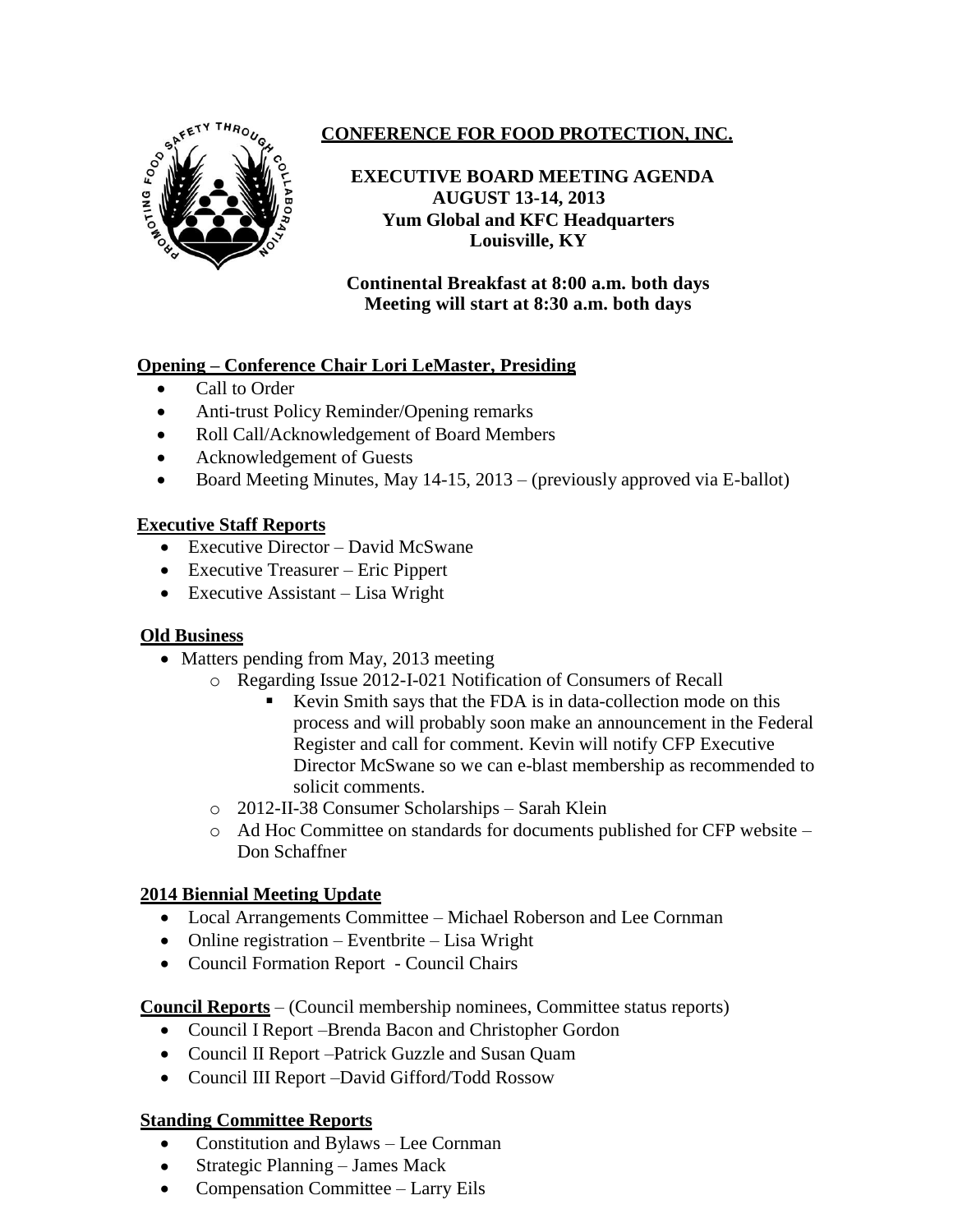# CONFERENCE FOR FOOD PROTECTION, INC.

**EXECUTIVE BOARD MEETING AGENDA**
**AUGUST 13-14, 2013**
**Yum Global and KFC Headquarters**
**Louisville, KY**

**Continental Breakfast at 8:00 a.m. both days**
**Meeting will start at 8:30 a.m. both days**

## Opening – Conference Chair Lori LeMaster, Presiding

- Call to Order
- Anti-trust Policy Reminder/Opening remarks
- Roll Call/Acknowledgement of Board Members
- Acknowledgement of Guests
- Board Meeting Minutes, May 14-15, 2013 – (previously approved via E-ballot)

## Executive Staff Reports

- Executive Director – David McSwane
- Executive Treasurer – Eric Pippert
- Executive Assistant – Lisa Wright

## Old Business

- Matters pending from May, 2013 meeting
  - Regarding Issue 2012-I-021 Notification of Consumers of Recall
    - Kevin Smith says that the FDA is in data-collection mode on this process and will probably soon make an announcement in the Federal Register and call for comment. Kevin will notify CFP Executive Director McSwane so we can e-blast membership as recommended to solicit comments.
  - 2012-II-38 Consumer Scholarships – Sarah Klein
  - Ad Hoc Committee on standards for documents published for CFP website – Don Schaffner

## 2014 Biennial Meeting Update

- Local Arrangements Committee – Michael Roberson and Lee Cornman
- Online registration – Eventbrite – Lisa Wright
- Council Formation Report - Council Chairs

## Council Reports – (Council membership nominees, Committee status reports)

- Council I Report –Brenda Bacon and Christopher Gordon
- Council II Report –Patrick Guzzle and Susan Quam
- Council III Report –David Gifford/Todd Rossow

## Standing Committee Reports

- Constitution and Bylaws – Lee Cornman
- Strategic Planning – James Mack
- Compensation Committee – Larry Eils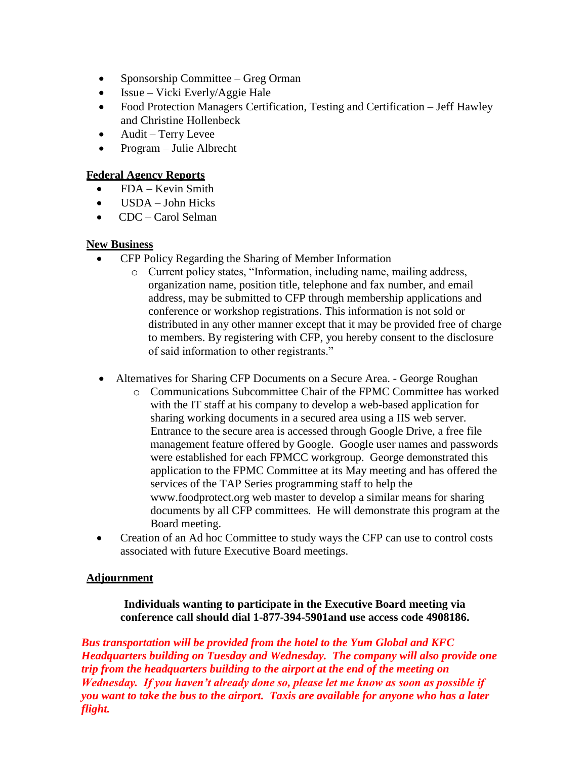- Sponsorship Committee – Greg Orman
- Issue – Vicki Everly/Aggie Hale
- Food Protection Managers Certification, Testing and Certification – Jeff Hawley and Christine Hollenbeck
- Audit – Terry Levee
- Program – Julie Albrecht

**Federal Agency Reports**

- FDA – Kevin Smith
- USDA – John Hicks
- CDC – Carol Selman

**New Business**

- CFP Policy Regarding the Sharing of Member Information
  - Current policy states, "Information, including name, mailing address, organization name, position title, telephone and fax number, and email address, may be submitted to CFP through membership applications and conference or workshop registrations. This information is not sold or distributed in any other manner except that it may be provided free of charge to members. By registering with CFP, you hereby consent to the disclosure of said information to other registrants."
- Alternatives for Sharing CFP Documents on a Secure Area. - George Roughan
  - Communications Subcommittee Chair of the FPMC Committee has worked with the IT staff at his company to develop a web-based application for sharing working documents in a secured area using a IIS web server. Entrance to the secure area is accessed through Google Drive, a free file management feature offered by Google. Google user names and passwords were established for each FPMCC workgroup. George demonstrated this application to the FPMC Committee at its May meeting and has offered the services of the TAP Series programming staff to help the www.foodprotect.org web master to develop a similar means for sharing documents by all CFP committees. He will demonstrate this program at the Board meeting.
- Creation of an Ad hoc Committee to study ways the CFP can use to control costs associated with future Executive Board meetings.

**Adjournment**

**Individuals wanting to participate in the Executive Board meeting via conference call should dial 1-877-394-5901and use access code 4908186.**

***Bus transportation will be provided from the hotel to the Yum Global and KFC Headquarters building on Tuesday and Wednesday. The company will also provide one trip from the headquarters building to the airport at the end of the meeting on Wednesday. If you haven't already done so, please let me know as soon as possible if you want to take the bus to the airport. Taxis are available for anyone who has a later flight.***